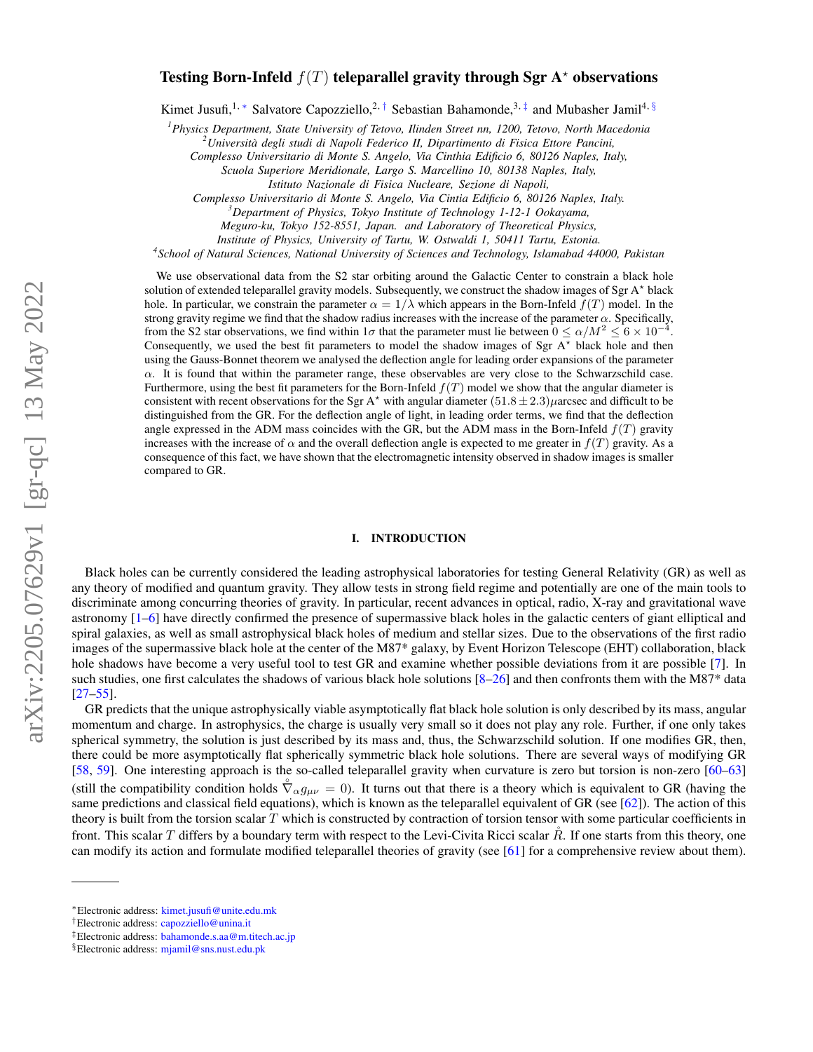# Testing Born-Infeld $f(T)$ teleparallel gravity through Sgr A$^\star$ observations

Kimet Jusufi,[1,*] Salvatore Capozziello,[2,†] Sebastian Bahamonde,[3,‡] and Mubasher Jamil[4,§]

[1]*Physics Department, State University of Tetovo, Ilinden Street nn, 1200, Tetovo, North Macedonia*
[2]*Università degli studi di Napoli Federico II, Dipartimento di Fisica Ettore Pancini, Complesso Universitario di Monte S. Angelo, Via Cinthia Edificio 6, 80126 Naples, Italy, Scuola Superiore Meridionale, Largo S. Marcellino 10, 80138 Naples, Italy, Istituto Nazionale di Fisica Nucleare, Sezione di Napoli, Complesso Universitario di Monte S. Angelo, Via Cintia Edificio 6, 80126 Naples, Italy.*
[3]*Department of Physics, Tokyo Institute of Technology 1-12-1 Ookayama, Meguro-ku, Tokyo 152-8551, Japan. and Laboratory of Theoretical Physics, Institute of Physics, University of Tartu, W. Ostwaldi 1, 50411 Tartu, Estonia.*
[4]*School of Natural Sciences, National University of Sciences and Technology, Islamabad 44000, Pakistan*

We use observational data from the S2 star orbiting around the Galactic Center to constrain a black hole solution of extended teleparallel gravity models. Subsequently, we construct the shadow images of Sgr A$^\star$ black hole. In particular, we constrain the parameter $\alpha = 1/\lambda$ which appears in the Born-Infeld $f(T)$ model. In the strong gravity regime we find that the shadow radius increases with the increase of the parameter $\alpha$. Specifically, from the S2 star observations, we find within $1\sigma$ that the parameter must lie between $0 \leq \alpha/M^2 \leq 6 \times 10^{-4}$. Consequently, we used the best fit parameters to model the shadow images of Sgr A$^\star$ black hole and then using the Gauss-Bonnet theorem we analysed the deflection angle for leading order expansions of the parameter $\alpha$. It is found that within the parameter range, these observables are very close to the Schwarzschild case. Furthermore, using the best fit parameters for the Born-Infeld $f(T)$ model we show that the angular diameter is consistent with recent observations for the Sgr A$^\star$ with angular diameter $(51.8 \pm 2.3)\mu$arcsec and difficult to be distinguished from the GR. For the deflection angle of light, in leading order terms, we find that the deflection angle expressed in the ADM mass coincides with the GR, but the ADM mass in the Born-Infeld $f(T)$ gravity increases with the increase of $\alpha$ and the overall deflection angle is expected to me greater in $f(T)$ gravity. As a consequence of this fact, we have shown that the electromagnetic intensity observed in shadow images is smaller compared to GR.

## I. INTRODUCTION

Black holes can be currently considered the leading astrophysical laboratories for testing General Relativity (GR) as well as any theory of modified and quantum gravity. They allow tests in strong field regime and potentially are one of the main tools to discriminate among concurring theories of gravity. In particular, recent advances in optical, radio, X-ray and gravitational wave astronomy [1–6] have directly confirmed the presence of supermassive black holes in the galactic centers of giant elliptical and spiral galaxies, as well as small astrophysical black holes of medium and stellar sizes. Due to the observations of the first radio images of the supermassive black hole at the center of the M87* galaxy, by Event Horizon Telescope (EHT) collaboration, black hole shadows have become a very useful tool to test GR and examine whether possible deviations from it are possible [7]. In such studies, one first calculates the shadows of various black hole solutions [8–26] and then confronts them with the M87* data [27–55].

GR predicts that the unique astrophysically viable asymptotically flat black hole solution is only described by its mass, angular momentum and charge. In astrophysics, the charge is usually very small so it does not play any role. Further, if one only takes spherical symmetry, the solution is just described by its mass and, thus, the Schwarzschild solution. If one modifies GR, then, there could be more asymptotically flat spherically symmetric black hole solutions. There are several ways of modifying GR [58, 59]. One interesting approach is the so-called teleparallel gravity when curvature is zero but torsion is non-zero [60–63] (still the compatibility condition holds $\overset{\circ}{\nabla}_\alpha g_{\mu\nu} = 0$). It turns out that there is a theory which is equivalent to GR (having the same predictions and classical field equations), which is known as the teleparallel equivalent of GR (see [62]). The action of this theory is built from the torsion scalar $T$ which is constructed by contraction of torsion tensor with some particular coefficients in front. This scalar $T$ differs by a boundary term with respect to the Levi-Civita Ricci scalar $\overset{\circ}{R}$. If one starts from this theory, one can modify its action and formulate modified teleparallel theories of gravity (see [61] for a comprehensive review about them).

*Electronic address: kimet.jusufi@unite.edu.mk
†Electronic address: capozziello@unina.it
‡Electronic address: bahamonde.s.aa@m.titech.ac.jp
§Electronic address: mjamil@sns.nust.edu.pk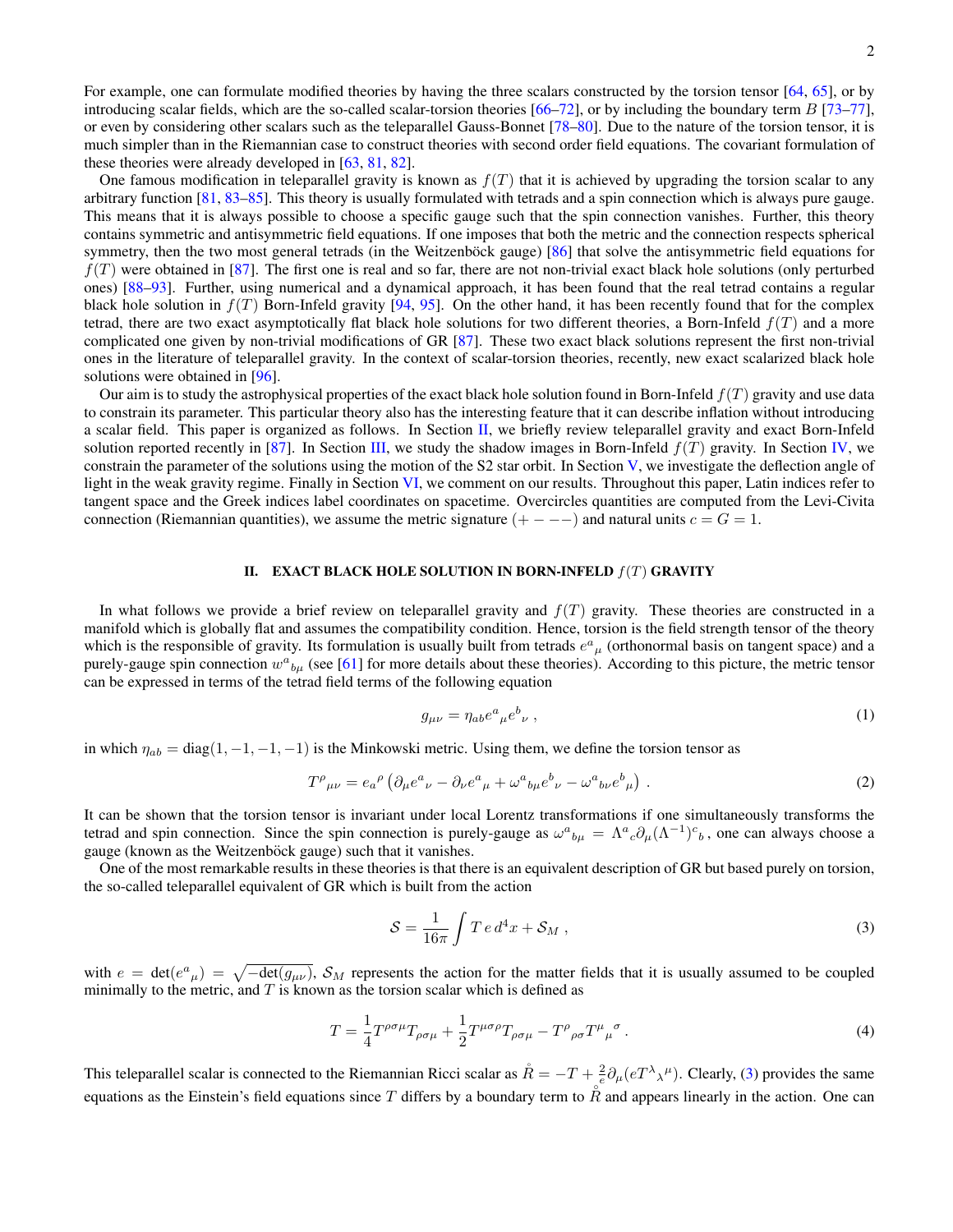For example, one can formulate modified theories by having the three scalars constructed by the torsion tensor [64, 65], or by introducing scalar fields, which are the so-called scalar-torsion theories [66–72], or by including the boundary term $B$ [73–77], or even by considering other scalars such as the teleparallel Gauss-Bonnet [78–80]. Due to the nature of the torsion tensor, it is much simpler than in the Riemannian case to construct theories with second order field equations. The covariant formulation of these theories were already developed in [63, 81, 82].

One famous modification in teleparallel gravity is known as $f(T)$ that it is achieved by upgrading the torsion scalar to any arbitrary function [81, 83–85]. This theory is usually formulated with tetrads and a spin connection which is always pure gauge. This means that it is always possible to choose a specific gauge such that the spin connection vanishes. Further, this theory contains symmetric and antisymmetric field equations. If one imposes that both the metric and the connection respects spherical symmetry, then the two most general tetrads (in the Weitzenböck gauge) [86] that solve the antisymmetric field equations for $f(T)$ were obtained in [87]. The first one is real and so far, there are not non-trivial exact black hole solutions (only perturbed ones) [88–93]. Further, using numerical and a dynamical approach, it has been found that the real tetrad contains a regular black hole solution in $f(T)$ Born-Infeld gravity [94, 95]. On the other hand, it has been recently found that for the complex tetrad, there are two exact asymptotically flat black hole solutions for two different theories, a Born-Infeld $f(T)$ and a more complicated one given by non-trivial modifications of GR [87]. These two exact black solutions represent the first non-trivial ones in the literature of teleparallel gravity. In the context of scalar-torsion theories, recently, new exact scalarized black hole solutions were obtained in [96].

Our aim is to study the astrophysical properties of the exact black hole solution found in Born-Infeld $f(T)$ gravity and use data to constrain its parameter. This particular theory also has the interesting feature that it can describe inflation without introducing a scalar field. This paper is organized as follows. In Section II, we briefly review teleparallel gravity and exact Born-Infeld solution reported recently in [87]. In Section III, we study the shadow images in Born-Infeld $f(T)$ gravity. In Section IV, we constrain the parameter of the solutions using the motion of the S2 star orbit. In Section V, we investigate the deflection angle of light in the weak gravity regime. Finally in Section VI, we comment on our results. Throughout this paper, Latin indices refer to tangent space and the Greek indices label coordinates on spacetime. Overcircles quantities are computed from the Levi-Civita connection (Riemannian quantities), we assume the metric signature $(+---)$ and natural units $c = G = 1$.

## II. EXACT BLACK HOLE SOLUTION IN BORN-INFELD $f(T)$ GRAVITY

In what follows we provide a brief review on teleparallel gravity and $f(T)$ gravity. These theories are constructed in a manifold which is globally flat and assumes the compatibility condition. Hence, torsion is the field strength tensor of the theory which is the responsible of gravity. Its formulation is usually built from tetrads $e^a{}_\mu$ (orthonormal basis on tangent space) and a purely-gauge spin connection $w^a{}_{b\mu}$ (see [61] for more details about these theories). According to this picture, the metric tensor can be expressed in terms of the tetrad field terms of the following equation

$$g_{\mu\nu} = \eta_{ab} e^a{}_\mu e^b{}_\nu \,, \tag{1}$$

in which $\eta_{ab} = \text{diag}(1, -1, -1, -1)$ is the Minkowski metric. Using them, we define the torsion tensor as

$$T^\rho{}_{\mu\nu} = e_a{}^\rho \left( \partial_\mu e^a{}_\nu - \partial_\nu e^a{}_\mu + \omega^a{}_{b\mu} e^b{}_\nu - \omega^a{}_{b\nu} e^b{}_\mu \right) \,. \tag{2}$$

It can be shown that the torsion tensor is invariant under local Lorentz transformations if one simultaneously transforms the tetrad and spin connection. Since the spin connection is purely-gauge as $\omega^a{}_{b\mu} = \Lambda^a{}_c \partial_\mu (\Lambda^{-1})^c{}_b$, one can always choose a gauge (known as the Weitzenböck gauge) such that it vanishes.

One of the most remarkable results in these theories is that there is an equivalent description of GR but based purely on torsion, the so-called teleparallel equivalent of GR which is built from the action

$$\mathcal{S} = \frac{1}{16\pi} \int T\, e\, d^4x + \mathcal{S}_M \,, \tag{3}$$

with $e = \det(e^a{}_\mu) = \sqrt{-\det(g_{\mu\nu})}$, $\mathcal{S}_M$ represents the action for the matter fields that it is usually assumed to be coupled minimally to the metric, and $T$ is known as the torsion scalar which is defined as

$$T = \frac{1}{4} T^{\rho\sigma\mu} T_{\rho\sigma\mu} + \frac{1}{2} T^{\mu\sigma\rho} T_{\rho\sigma\mu} - T^\rho{}_{\rho\sigma} T^\mu{}_\mu{}^\sigma \,. \tag{4}$$

This teleparallel scalar is connected to the Riemannian Ricci scalar as $\overset{\circ}{R} = -T + \frac{2}{e} \partial_\mu (e T^\lambda{}_\lambda{}^\mu)$. Clearly, (3) provides the same equations as the Einstein's field equations since $T$ differs by a boundary term to $\overset{\circ}{R}$ and appears linearly in the action. One can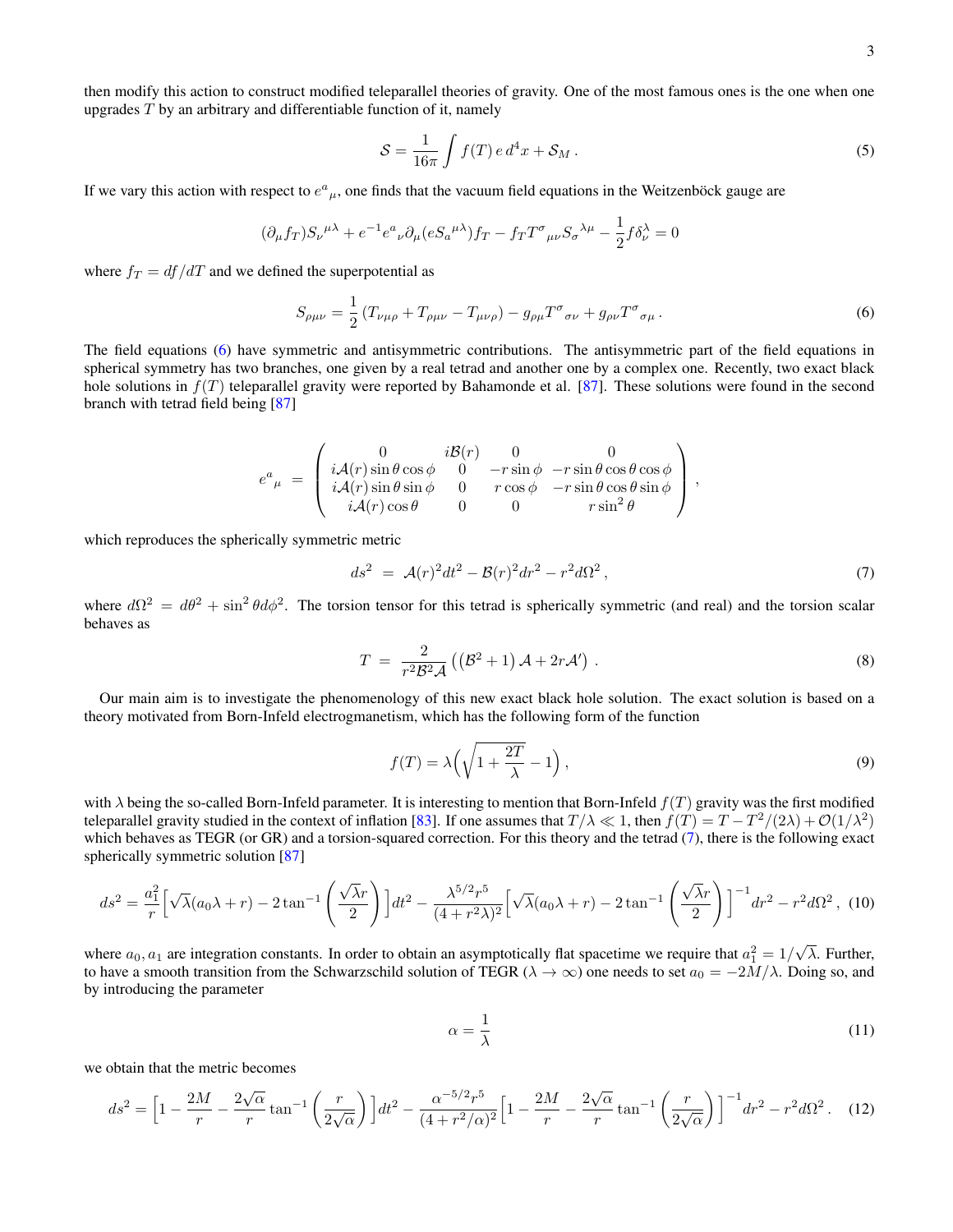then modify this action to construct modified teleparallel theories of gravity. One of the most famous ones is the one when one upgrades $T$ by an arbitrary and differentiable function of it, namely

$$\mathcal{S} = \frac{1}{16\pi}\int f(T)\, e\, d^4x + \mathcal{S}_M\,. \tag{5}$$

If we vary this action with respect to $e^a{}_\mu$, one finds that the vacuum field equations in the Weitzenböck gauge are

$$(\partial_\mu f_T) S_\nu{}^{\mu\lambda} + e^{-1} e^a{}_\nu \partial_\mu (e S_a{}^{\mu\lambda}) f_T - f_T T^\sigma{}_{\mu\nu} S_\sigma{}^{\lambda\mu} - \frac{1}{2} f \delta^\lambda_\nu = 0$$

where $f_T = df/dT$ and we defined the superpotential as

$$S_{\rho\mu\nu} = \frac{1}{2}\left(T_{\nu\mu\rho} + T_{\rho\mu\nu} - T_{\mu\nu\rho}\right) - g_{\rho\mu} T^\sigma{}_{\sigma\nu} + g_{\rho\nu} T^\sigma{}_{\sigma\mu}\,. \tag{6}$$

The field equations (6) have symmetric and antisymmetric contributions. The antisymmetric part of the field equations in spherical symmetry has two branches, one given by a real tetrad and another one by a complex one. Recently, two exact black hole solutions in $f(T)$ teleparallel gravity were reported by Bahamonde et al. [87]. These solutions were found in the second branch with tetrad field being [87]

$$e^a{}_\mu \;=\; \begin{pmatrix} 0 & i\mathcal{B}(r) & 0 & 0 \\ i\mathcal{A}(r)\sin\theta\cos\phi & 0 & -r\sin\phi & -r\sin\theta\cos\theta\cos\phi \\ i\mathcal{A}(r)\sin\theta\sin\phi & 0 & r\cos\phi & -r\sin\theta\cos\theta\sin\phi \\ i\mathcal{A}(r)\cos\theta & 0 & 0 & r\sin^2\theta \end{pmatrix},$$

which reproduces the spherically symmetric metric

$$ds^2 \;=\; \mathcal{A}(r)^2 dt^2 - \mathcal{B}(r)^2 dr^2 - r^2 d\Omega^2\,, \tag{7}$$

where $d\Omega^2 = d\theta^2 + \sin^2\theta d\phi^2$. The torsion tensor for this tetrad is spherically symmetric (and real) and the torsion scalar behaves as

$$T \;=\; \frac{2}{r^2\mathcal{B}^2\mathcal{A}}\left(\left(\mathcal{B}^2+1\right)\mathcal{A} + 2r\mathcal{A}'\right)\,. \tag{8}$$

Our main aim is to investigate the phenomenology of this new exact black hole solution. The exact solution is based on a theory motivated from Born-Infeld electrogmanetism, which has the following form of the function

$$f(T) = \lambda\Big(\sqrt{1+\frac{2T}{\lambda}} - 1\Big)\,, \tag{9}$$

with $\lambda$ being the so-called Born-Infeld parameter. It is interesting to mention that Born-Infeld $f(T)$ gravity was the first modified teleparallel gravity studied in the context of inflation [83]. If one assumes that $T/\lambda \ll 1$, then $f(T) = T - T^2/(2\lambda) + \mathcal{O}(1/\lambda^2)$ which behaves as TEGR (or GR) and a torsion-squared correction. For this theory and the tetrad (7), there is the following exact spherically symmetric solution [87]

$$ds^2 = \frac{a_1^2}{r}\Big[\sqrt{\lambda}(a_0\lambda + r) - 2\tan^{-1}\left(\frac{\sqrt{\lambda}r}{2}\right)\Big]dt^2 - \frac{\lambda^{5/2} r^5}{(4+r^2\lambda)^2}\Big[\sqrt{\lambda}(a_0\lambda + r) - 2\tan^{-1}\left(\frac{\sqrt{\lambda}r}{2}\right)\Big]^{-1} dr^2 - r^2 d\Omega^2\,, \tag{10}$$

where $a_0, a_1$ are integration constants. In order to obtain an asymptotically flat spacetime we require that $a_1^2 = 1/\sqrt{\lambda}$. Further, to have a smooth transition from the Schwarzschild solution of TEGR ($\lambda \to \infty$) one needs to set $a_0 = -2M/\lambda$. Doing so, and by introducing the parameter

$$\alpha = \frac{1}{\lambda} \tag{11}$$

we obtain that the metric becomes

$$ds^2 = \Big[1 - \frac{2M}{r} - \frac{2\sqrt{\alpha}}{r}\tan^{-1}\left(\frac{r}{2\sqrt{\alpha}}\right)\Big]dt^2 - \frac{\alpha^{-5/2} r^5}{(4+r^2/\alpha)^2}\Big[1 - \frac{2M}{r} - \frac{2\sqrt{\alpha}}{r}\tan^{-1}\left(\frac{r}{2\sqrt{\alpha}}\right)\Big]^{-1} dr^2 - r^2 d\Omega^2\,. \tag{12}$$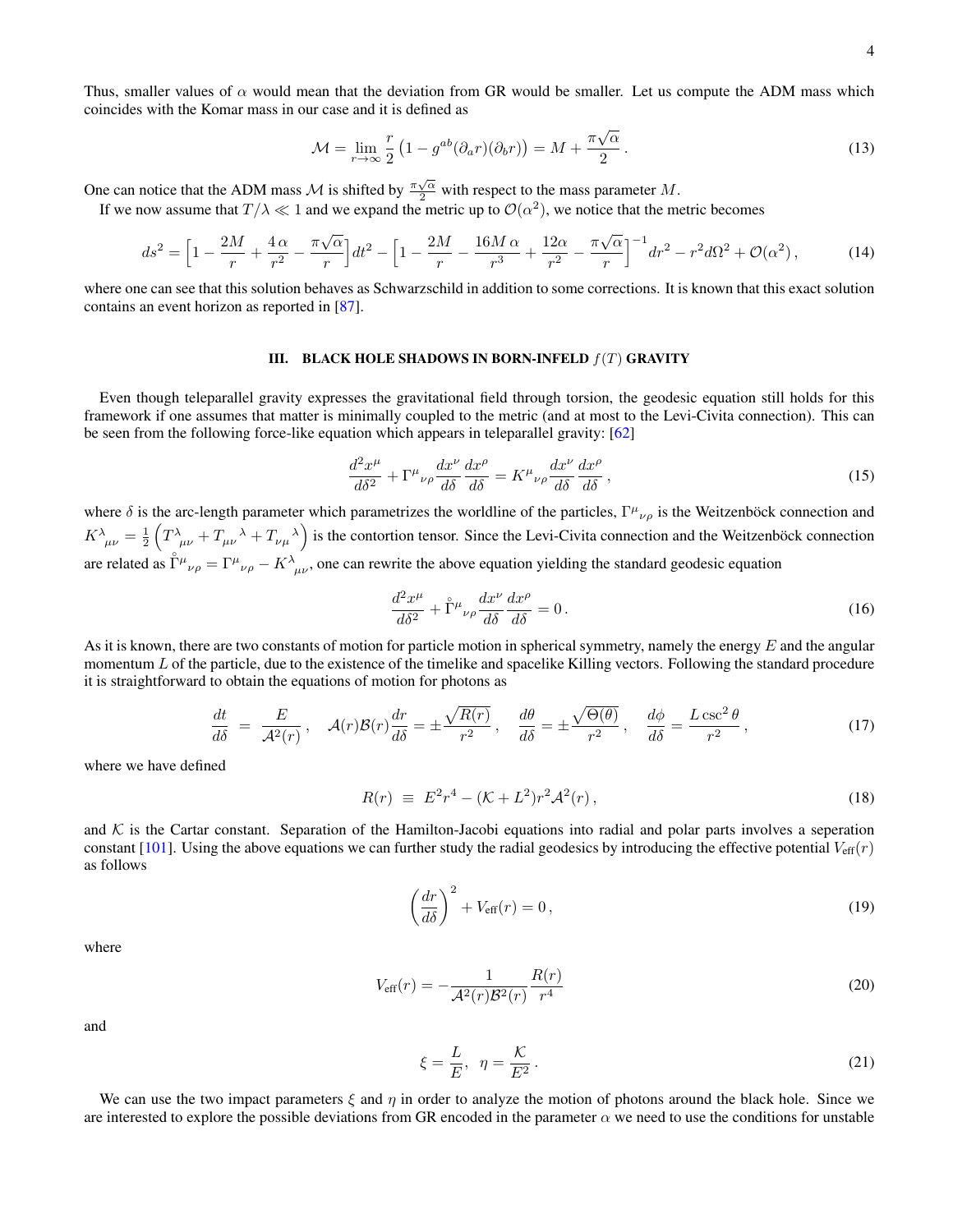Thus, smaller values of $\alpha$ would mean that the deviation from GR would be smaller. Let us compute the ADM mass which coincides with the Komar mass in our case and it is defined as

$$
\mathcal{M} = \lim_{r\to\infty} \frac{r}{2}\left(1 - g^{ab}(\partial_a r)(\partial_b r)\right) = M + \frac{\pi\sqrt{\alpha}}{2}\,. \tag{13}
$$

One can notice that the ADM mass $\mathcal{M}$ is shifted by $\frac{\pi\sqrt{\alpha}}{2}$ with respect to the mass parameter $M$.

If we now assume that $T/\lambda \ll 1$ and we expand the metric up to $\mathcal{O}(\alpha^2)$, we notice that the metric becomes

$$
ds^2 = \Big[1 - \frac{2M}{r} + \frac{4\,\alpha}{r^2} - \frac{\pi\sqrt{\alpha}}{r}\Big]dt^2 - \Big[1 - \frac{2M}{r} - \frac{16M\,\alpha}{r^3} + \frac{12\alpha}{r^2} - \frac{\pi\sqrt{\alpha}}{r}\Big]^{-1}dr^2 - r^2 d\Omega^2 + \mathcal{O}(\alpha^2)\,, \tag{14}
$$

where one can see that this solution behaves as Schwarzschild in addition to some corrections. It is known that this exact solution contains an event horizon as reported in [87].

## III. BLACK HOLE SHADOWS IN BORN-INFELD $f(T)$ GRAVITY

Even though teleparallel gravity expresses the gravitational field through torsion, the geodesic equation still holds for this framework if one assumes that matter is minimally coupled to the metric (and at most to the Levi-Civita connection). This can be seen from the following force-like equation which appears in teleparallel gravity: [62]

$$
\frac{d^2x^\mu}{d\delta^2} + \Gamma^\mu{}_{\nu\rho}\frac{dx^\nu}{d\delta}\frac{dx^\rho}{d\delta} = K^\mu{}_{\nu\rho}\frac{dx^\nu}{d\delta}\frac{dx^\rho}{d\delta}\,, \tag{15}
$$

where $\delta$ is the arc-length parameter which parametrizes the worldline of the particles, $\Gamma^\mu{}_{\nu\rho}$ is the Weitzenböck connection and $K^\lambda{}_{\mu\nu} = \frac{1}{2}\left(T^\lambda{}_{\mu\nu} + T_{\mu\nu}{}^\lambda + T_{\nu\mu}{}^\lambda\right)$ is the contortion tensor. Since the Levi-Civita connection and the Weitzenböck connection are related as $\mathring{\Gamma}^\mu{}_{\nu\rho} = \Gamma^\mu{}_{\nu\rho} - K^\lambda{}_{\mu\nu}$, one can rewrite the above equation yielding the standard geodesic equation

$$
\frac{d^2x^\mu}{d\delta^2} + \mathring{\Gamma}^\mu{}_{\nu\rho}\frac{dx^\nu}{d\delta}\frac{dx^\rho}{d\delta} = 0\,. \tag{16}
$$

As it is known, there are two constants of motion for particle motion in spherical symmetry, namely the energy $E$ and the angular momentum $L$ of the particle, due to the existence of the timelike and spacelike Killing vectors. Following the standard procedure it is straightforward to obtain the equations of motion for photons as

$$
\frac{dt}{d\delta} \;=\; \frac{E}{\mathcal{A}^2(r)}\,, \quad \mathcal{A}(r)\mathcal{B}(r)\frac{dr}{d\delta} = \pm\frac{\sqrt{R(r)}}{r^2}\,, \quad \frac{d\theta}{d\delta} = \pm\frac{\sqrt{\Theta(\theta)}}{r^2}\,, \quad \frac{d\phi}{d\delta} = \frac{L\csc^2\theta}{r^2}\,, \tag{17}
$$

where we have defined

$$
R(r) \;\equiv\; E^2r^4 - (\mathcal{K} + L^2)r^2\mathcal{A}^2(r)\,, \tag{18}
$$

and $\mathcal{K}$ is the Cartar constant. Separation of the Hamilton-Jacobi equations into radial and polar parts involves a seperation constant [101]. Using the above equations we can further study the radial geodesics by introducing the effective potential $V_{\text{eff}}(r)$ as follows

$$
\left(\frac{dr}{d\delta}\right)^2 + V_{\text{eff}}(r) = 0\,, \tag{19}
$$

where

$$
V_{\text{eff}}(r) = -\frac{1}{\mathcal{A}^2(r)\mathcal{B}^2(r)}\frac{R(r)}{r^4} \tag{20}
$$

and

$$
\xi = \frac{L}{E},\;\; \eta = \frac{\mathcal{K}}{E^2}\,. \tag{21}
$$

We can use the two impact parameters $\xi$ and $\eta$ in order to analyze the motion of photons around the black hole. Since we are interested to explore the possible deviations from GR encoded in the parameter $\alpha$ we need to use the conditions for unstable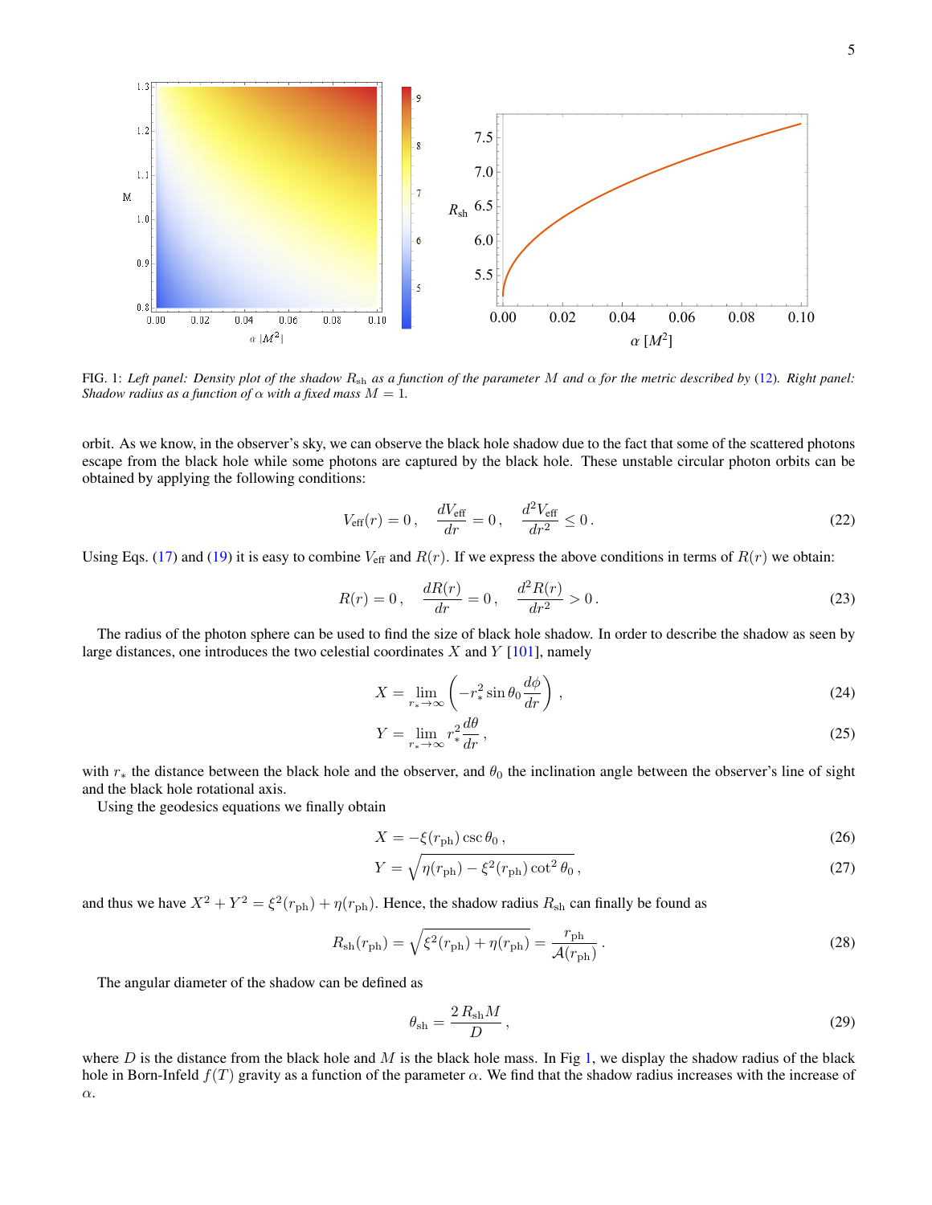FIG. 1: *Left panel: Density plot of the shadow $R_{\rm sh}$ as a function of the parameter $M$ and $\alpha$ for the metric described by (12). Right panel: Shadow radius as a function of $\alpha$ with a fixed mass $M = 1$.*

orbit. As we know, in the observer's sky, we can observe the black hole shadow due to the fact that some of the scattered photons escape from the black hole while some photons are captured by the black hole. These unstable circular photon orbits can be obtained by applying the following conditions:

$$V_{\rm eff}(r) = 0\,, \quad \frac{dV_{\rm eff}}{dr} = 0\,, \quad \frac{d^2V_{\rm eff}}{dr^2} \leq 0\,. \tag{22}$$

Using Eqs. (17) and (19) it is easy to combine $V_{\rm eff}$ and $R(r)$. If we express the above conditions in terms of $R(r)$ we obtain:

$$R(r) = 0\,, \quad \frac{dR(r)}{dr} = 0\,, \quad \frac{d^2R(r)}{dr^2} > 0\,. \tag{23}$$

The radius of the photon sphere can be used to find the size of black hole shadow. In order to describe the shadow as seen by large distances, one introduces the two celestial coordinates $X$ and $Y$ [101], namely

$$X = \lim_{r_* \to \infty} \left( -r_*^2 \sin\theta_0 \frac{d\phi}{dr} \right)\,, \tag{24}$$

$$Y = \lim_{r_* \to \infty} r_*^2 \frac{d\theta}{dr}\,, \tag{25}$$

with $r_*$ the distance between the black hole and the observer, and $\theta_0$ the inclination angle between the observer's line of sight and the black hole rotational axis.

Using the geodesics equations we finally obtain

$$X = -\xi(r_{\rm ph}) \csc\theta_0\,, \tag{26}$$

$$Y = \sqrt{\eta(r_{\rm ph}) - \xi^2(r_{\rm ph}) \cot^2\theta_0}\,, \tag{27}$$

and thus we have $X^2 + Y^2 = \xi^2(r_{\rm ph}) + \eta(r_{\rm ph})$. Hence, the shadow radius $R_{\rm sh}$ can finally be found as

$$R_{\rm sh}(r_{\rm ph}) = \sqrt{\xi^2(r_{\rm ph}) + \eta(r_{\rm ph})} = \frac{r_{\rm ph}}{\mathcal{A}(r_{\rm ph})}\,. \tag{28}$$

The angular diameter of the shadow can be defined as

$$\theta_{\rm sh} = \frac{2\,R_{\rm sh} M}{D}\,, \tag{29}$$

where $D$ is the distance from the black hole and $M$ is the black hole mass. In Fig 1, we display the shadow radius of the black hole in Born-Infeld $f(T)$ gravity as a function of the parameter $\alpha$. We find that the shadow radius increases with the increase of $\alpha$.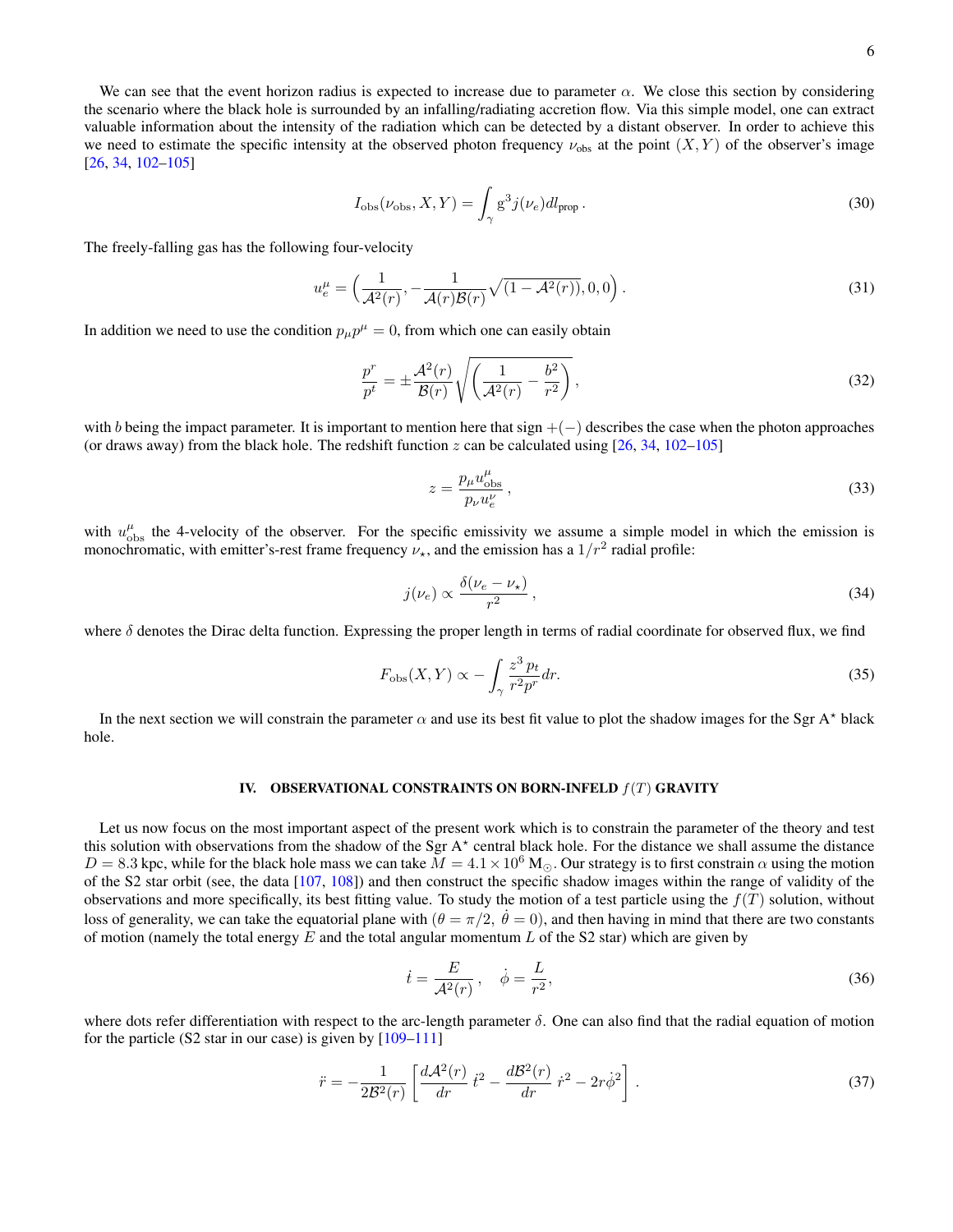We can see that the event horizon radius is expected to increase due to parameter $\alpha$. We close this section by considering the scenario where the black hole is surrounded by an infalling/radiating accretion flow. Via this simple model, one can extract valuable information about the intensity of the radiation which can be detected by a distant observer. In order to achieve this we need to estimate the specific intensity at the observed photon frequency $\nu_{\rm obs}$ at the point $(X, Y)$ of the observer's image [26, 34, 102–105]

$$
I_{\rm obs}(\nu_{\rm obs}, X, Y) = \int_\gamma {\rm g}^3 j(\nu_e) dl_{\rm prop} \,. \tag{30}
$$

The freely-falling gas has the following four-velocity

$$
u_e^\mu = \Big(\frac{1}{\mathcal{A}^2(r)}, -\frac{1}{\mathcal{A}(r)\mathcal{B}(r)}\sqrt{(1-\mathcal{A}^2(r))}, 0, 0\Big) \,. \tag{31}
$$

In addition we need to use the condition $p_\mu p^\mu = 0$, from which one can easily obtain

$$
\frac{p^r}{p^t} = \pm \frac{\mathcal{A}^2(r)}{\mathcal{B}(r)} \sqrt{\left(\frac{1}{\mathcal{A}^2(r)} - \frac{b^2}{r^2}\right)}\,, \tag{32}
$$

with $b$ being the impact parameter. It is important to mention here that sign $+(-)$ describes the case when the photon approaches (or draws away) from the black hole. The redshift function $z$ can be calculated using [26, 34, 102–105]

$$
z = \frac{p_\mu u^\mu_{\rm obs}}{p_\nu u^\nu_e}\,, \tag{33}
$$

with $u^\mu_{\rm obs}$ the 4-velocity of the observer. For the specific emissivity we assume a simple model in which the emission is monochromatic, with emitter's-rest frame frequency $\nu_\star$, and the emission has a $1/r^2$ radial profile:

$$
j(\nu_e) \propto \frac{\delta(\nu_e - \nu_\star)}{r^2}\,, \tag{34}
$$

where $\delta$ denotes the Dirac delta function. Expressing the proper length in terms of radial coordinate for observed flux, we find

$$
F_{\rm obs}(X, Y) \propto -\int_\gamma \frac{z^3\, p_t}{r^2 p^r} dr. \tag{35}
$$

In the next section we will constrain the parameter $\alpha$ and use its best fit value to plot the shadow images for the Sgr A$^\star$ black hole.

## IV. OBSERVATIONAL CONSTRAINTS ON BORN-INFELD $f(T)$ GRAVITY

Let us now focus on the most important aspect of the present work which is to constrain the parameter of the theory and test this solution with observations from the shadow of the Sgr A$^\star$ central black hole. For the distance we shall assume the distance $D = 8.3$ kpc, while for the black hole mass we can take $M = 4.1 \times 10^6$ M$_\odot$. Our strategy is to first constrain $\alpha$ using the motion of the S2 star orbit (see, the data [107, 108]) and then construct the specific shadow images within the range of validity of the observations and more specifically, its best fitting value. To study the motion of a test particle using the $f(T)$ solution, without loss of generality, we can take the equatorial plane with $(\theta = \pi/2,\ \dot{\theta} = 0)$, and then having in mind that there are two constants of motion (namely the total energy $E$ and the total angular momentum $L$ of the S2 star) which are given by

$$
\dot{t} = \frac{E}{\mathcal{A}^2(r)}\,, \quad \dot{\phi} = \frac{L}{r^2}, \tag{36}
$$

where dots refer differentiation with respect to the arc-length parameter $\delta$. One can also find that the radial equation of motion for the particle (S2 star in our case) is given by [109–111]

$$
\ddot{r} = -\frac{1}{2\mathcal{B}^2(r)}\left[\frac{d\mathcal{A}^2(r)}{dr}\,\dot{t}^2 - \frac{d\mathcal{B}^2(r)}{dr}\,\dot{r}^2 - 2r\dot{\phi}^2\right]. \tag{37}
$$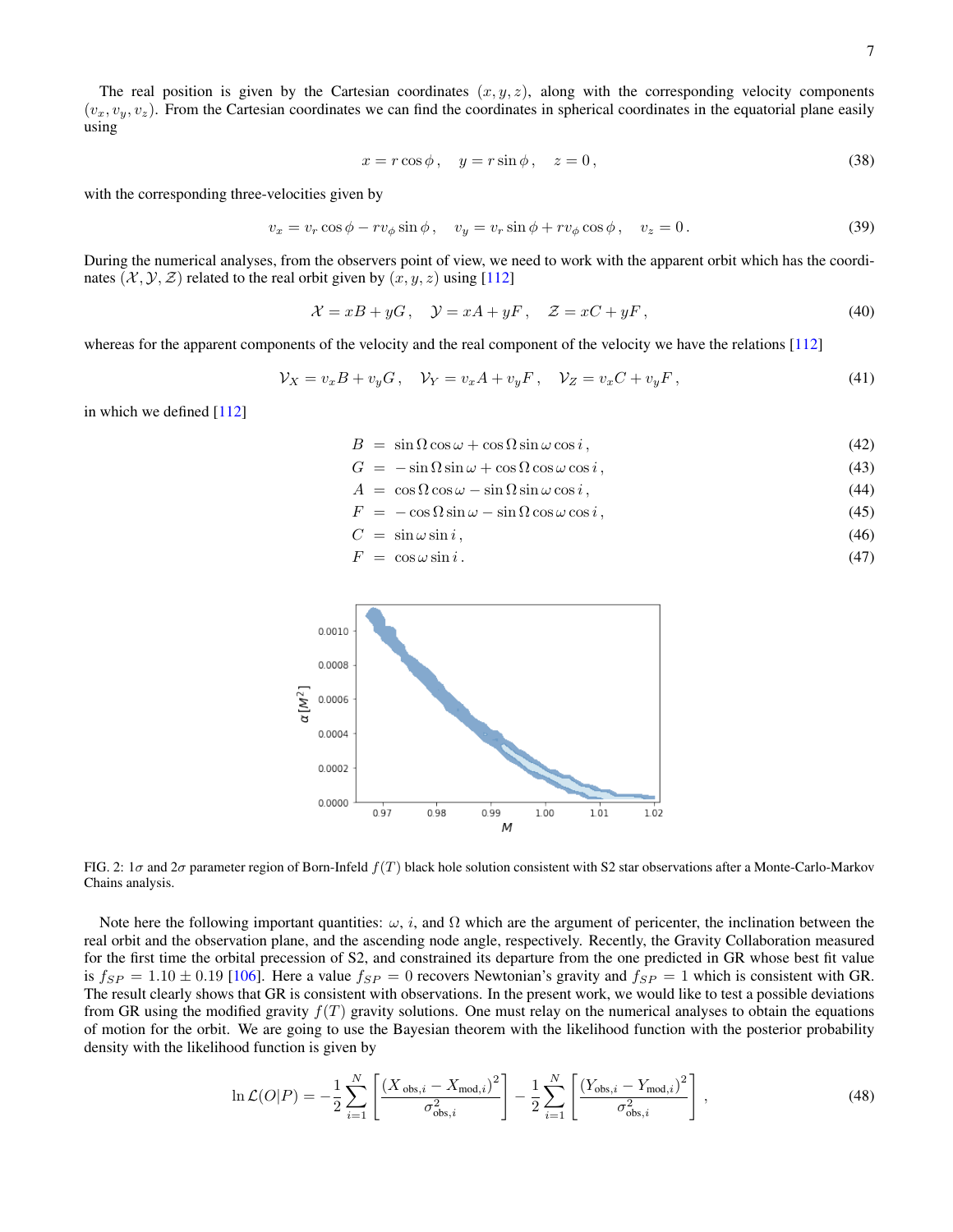The real position is given by the Cartesian coordinates $(x, y, z)$, along with the corresponding velocity components $(v_x, v_y, v_z)$. From the Cartesian coordinates we can find the coordinates in spherical coordinates in the equatorial plane easily using

$$x = r\cos\phi\,, \quad y = r\sin\phi\,, \quad z = 0\,, \tag{38}$$

with the corresponding three-velocities given by

$$v_x = v_r\cos\phi - rv_\phi\sin\phi\,, \quad v_y = v_r\sin\phi + rv_\phi\cos\phi\,, \quad v_z = 0\,. \tag{39}$$

During the numerical analyses, from the observers point of view, we need to work with the apparent orbit which has the coordinates $(\mathcal{X}, \mathcal{Y}, \mathcal{Z})$ related to the real orbit given by $(x, y, z)$ using [112]

$$\mathcal{X} = xB + yG\,, \quad \mathcal{Y} = xA + yF\,, \quad \mathcal{Z} = xC + yF\,, \tag{40}$$

whereas for the apparent components of the velocity and the real component of the velocity we have the relations [112]

$$\mathcal{V}_X = v_xB + v_yG\,, \quad \mathcal{V}_Y = v_xA + v_yF\,, \quad \mathcal{V}_Z = v_xC + v_yF\,, \tag{41}$$

in which we defined [112]

$$B = \sin\Omega\cos\omega + \cos\Omega\sin\omega\cos i\,, \tag{42}$$

$$G = -\sin\Omega\sin\omega + \cos\Omega\cos\omega\cos i\,, \tag{43}$$

$$A = \cos\Omega\cos\omega - \sin\Omega\sin\omega\cos i\,, \tag{44}$$

$$F = -\cos\Omega\sin\omega - \sin\Omega\cos\omega\cos i\,, \tag{45}$$

$$C = \sin\omega\sin i\,, \tag{46}$$

$$F = \cos\omega\sin i\,. \tag{47}$$

FIG. 2: $1\sigma$ and $2\sigma$ parameter region of Born-Infeld $f(T)$ black hole solution consistent with S2 star observations after a Monte-Carlo-Markov Chains analysis.

Note here the following important quantities: $\omega$, $i$, and $\Omega$ which are the argument of pericenter, the inclination between the real orbit and the observation plane, and the ascending node angle, respectively. Recently, the Gravity Collaboration measured for the first time the orbital precession of S2, and constrained its departure from the one predicted in GR whose best fit value is $f_{SP} = 1.10 \pm 0.19$ [106]. Here a value $f_{SP} = 0$ recovers Newtonian's gravity and $f_{SP} = 1$ which is consistent with GR. The result clearly shows that GR is consistent with observations. In the present work, we would like to test a possible deviations from GR using the modified gravity $f(T)$ gravity solutions. One must relay on the numerical analyses to obtain the equations of motion for the orbit. We are going to use the Bayesian theorem with the likelihood function with the posterior probability density with the likelihood function is given by

$$\ln\mathcal{L}(O|P) = -\frac{1}{2}\sum_{i=1}^{N}\left[\frac{(X_{\text{obs},i} - X_{\text{mod},i})^2}{\sigma^2_{\text{obs},i}}\right] - \frac{1}{2}\sum_{i=1}^{N}\left[\frac{(Y_{\text{obs},i} - Y_{\text{mod},i})^2}{\sigma^2_{\text{obs},i}}\right]\,, \tag{48}$$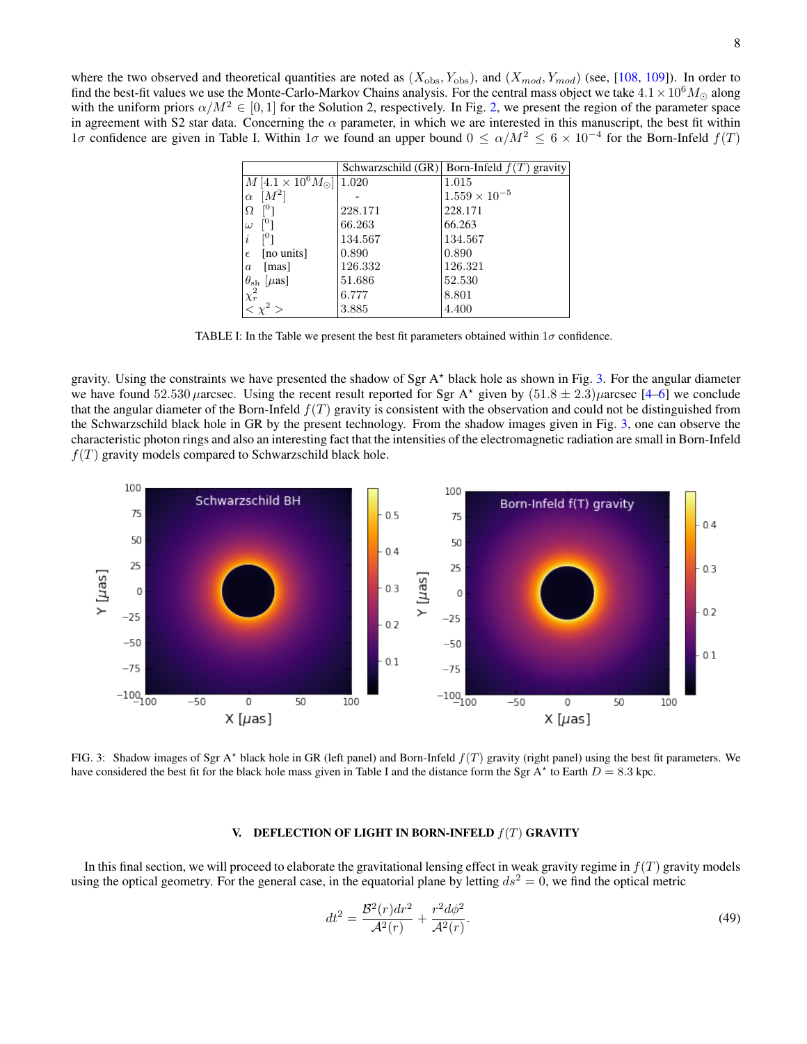where the two observed and theoretical quantities are noted as $(X_{\rm obs}, Y_{\rm obs})$, and $(X_{mod}, Y_{mod})$ (see, [108, 109]). In order to find the best-fit values we use the Monte-Carlo-Markov Chains analysis. For the central mass object we take $4.1 \times 10^6 M_\odot$ along with the uniform priors $\alpha/M^2 \in [0,1]$ for the Solution 2, respectively. In Fig. 2, we present the region of the parameter space in agreement with S2 star data. Concerning the $\alpha$ parameter, in which we are interested in this manuscript, the best fit within $1\sigma$ confidence are given in Table I. Within $1\sigma$ we found an upper bound $0 \leq \alpha/M^2 \leq 6 \times 10^{-4}$ for the Born-Infeld $f(T)$ gravity. Using the constraints we have presented the shadow of Sgr A$^\star$ black hole as shown in Fig. 3. For the angular diameter we have found $52.530\,\mu$arcsec. Using the recent result reported for Sgr A$^\star$ given by $(51.8 \pm 2.3)\mu$arcsec [4–6] we conclude that the angular diameter of the Born-Infeld $f(T)$ gravity is consistent with the observation and could not be distinguished from the Schwarzschild black hole in GR by the present technology. From the shadow images given in Fig. 3, one can observe the characteristic photon rings and also an interesting fact that the intensities of the electromagnetic radiation are small in Born-Infeld $f(T)$ gravity models compared to Schwarzschild black hole.

| | Schwarzschild (GR) | Born-Infeld $f(T)$ gravity |
|---|---|---|
| $M$ $[4.1 \times 10^6 M_\odot]$ | 1.020 | 1.015 |
| $\alpha$ $[M^2]$ | - | $1.559 \times 10^{-5}$ |
| $\Omega$ $[^0]$ | 228.171 | 228.171 |
| $\omega$ $[^0]$ | 66.263 | 66.263 |
| $i$ $[^0]$ | 134.567 | 134.567 |
| $\epsilon$ [no units] | 0.890 | 0.890 |
| $a$ [mas] | 126.332 | 126.321 |
| $\theta_{\rm sh}$ $[\mu$as$]$ | 51.686 | 52.530 |
| $\chi^2_r$ | 6.777 | 8.801 |
| $<\chi^2>$ | 3.885 | 4.400 |

TABLE I: In the Table we present the best fit parameters obtained within $1\sigma$ confidence.

FIG. 3: Shadow images of Sgr A$^\star$ black hole in GR (left panel) and Born-Infeld $f(T)$ gravity (right panel) using the best fit parameters. We have considered the best fit for the black hole mass given in Table I and the distance form the Sgr A$^\star$ to Earth $D = 8.3$ kpc.

## V. DEFLECTION OF LIGHT IN BORN-INFELD $f(T)$ GRAVITY

In this final section, we will proceed to elaborate the gravitational lensing effect in weak gravity regime in $f(T)$ gravity models using the optical geometry. For the general case, in the equatorial plane by letting $ds^2 = 0$, we find the optical metric

$$dt^2 = \frac{\mathcal{B}^2(r)dr^2}{\mathcal{A}^2(r)} + \frac{r^2 d\phi^2}{\mathcal{A}^2(r)}. \tag{49}$$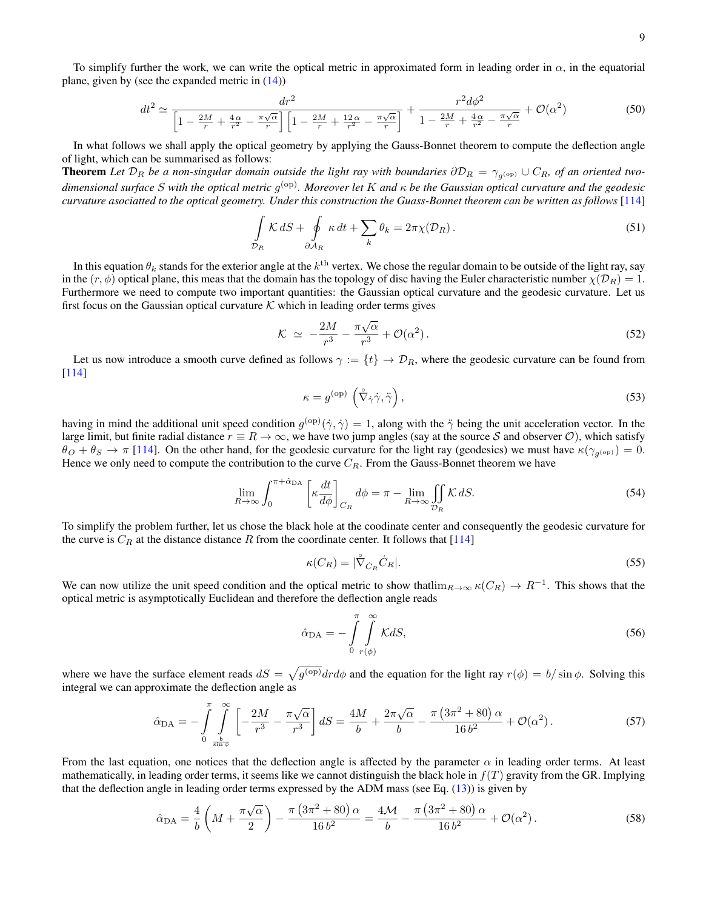To simplify further the work, we can write the optical metric in approximated form in leading order in $\alpha$, in the equatorial plane, given by (see the expanded metric in (14))

$$dt^2 \simeq \frac{dr^2}{\left[1-\frac{2M}{r}+\frac{4\,\alpha}{r^2}-\frac{\pi\sqrt{\alpha}}{r}\right]\left[1-\frac{2M}{r}+\frac{12\,\alpha}{r^2}-\frac{\pi\sqrt{\alpha}}{r}\right]}+\frac{r^2 d\phi^2}{1-\frac{2M}{r}+\frac{4\,\alpha}{r^2}-\frac{\pi\sqrt{\alpha}}{r}}+\mathcal{O}(\alpha^2) \tag{50}$$

In what follows we shall apply the optical geometry by applying the Gauss-Bonnet theorem to compute the deflection angle of light, which can be summarised as follows:

**Theorem** *Let $\mathcal{D}_R$ be a non-singular domain outside the light ray with boundaries $\partial\mathcal{D}_R = \gamma_{g^{(\mathrm{op})}} \cup C_R$, of an oriented two-dimensional surface $S$ with the optical metric $g^{(\mathrm{op})}$. Moreover let $K$ and $\kappa$ be the Gaussian optical curvature and the geodesic curvature asociatted to the optical geometry. Under this construction the Guass-Bonnet theorem can be written as follows* [114]

$$\int\limits_{\mathcal{D}_R} \mathcal{K}\, dS + \oint\limits_{\partial\mathcal{A}_R} \kappa\, dt + \sum_k \theta_k = 2\pi\chi(\mathcal{D}_R)\,. \tag{51}$$

In this equation $\theta_k$ stands for the exterior angle at the $k^{\mathrm{th}}$ vertex. We chose the regular domain to be outside of the light ray, say in the $(r,\phi)$ optical plane, this meas that the domain has the topology of disc having the Euler characteristic number $\chi(\mathcal{D}_R)=1$. Furthermore we need to compute two important quantities: the Gaussian optical curvature and the geodesic curvature. Let us first focus on the Gaussian optical curvature $\mathcal{K}$ which in leading order terms gives

$$\mathcal{K} \;\simeq\; -\frac{2M}{r^3} - \frac{\pi\sqrt{\alpha}}{r^3} + \mathcal{O}(\alpha^2)\,. \tag{52}$$

Let us now introduce a smooth curve defined as follows $\gamma := \{t\} \to \mathcal{D}_R$, where the geodesic curvature can be found from [114]

$$\kappa = g^{(\mathrm{op})}\left(\overset{\circ}{\nabla}_{\dot{\gamma}}\dot{\gamma}, \ddot{\gamma}\right), \tag{53}$$

having in mind the additional unit speed condition $g^{(\mathrm{op})}(\dot{\gamma},\dot{\gamma})=1$, along with the $\ddot{\gamma}$ being the unit acceleration vector. In the large limit, but finite radial distance $r \equiv R \to \infty$, we have two jump angles (say at the source $\mathcal{S}$ and observer $\mathcal{O}$), which satisfy $\theta_O + \theta_S \to \pi$ [114]. On the other hand, for the geodesic curvature for the light ray (geodesics) we must have $\kappa(\gamma_{g^{(\mathrm{op})}})=0$. Hence we only need to compute the contribution to the curve $C_R$. From the Gauss-Bonnet theorem we have

$$\lim_{R\to\infty}\int_0^{\pi+\hat{\alpha}_{\mathrm{DA}}}\left[\kappa\frac{dt}{d\phi}\right]_{C_R} d\phi = \pi - \lim_{R\to\infty}\iint\limits_{\mathcal{D}_R}\mathcal{K}\, dS. \tag{54}$$

To simplify the problem further, let us chose the black hole at the coodinate center and consequently the geodesic curvature for the curve is $C_R$ at the distance distance $R$ from the coordinate center. It follows that [114]

$$\kappa(C_R) = |\overset{\circ}{\nabla}_{\dot{C}_R}\dot{C}_R|. \tag{55}$$

We can now utilize the unit speed condition and the optical metric to show that$\lim_{R\to\infty}\kappa(C_R) \to R^{-1}$. This shows that the optical metric is asymptotically Euclidean and therefore the deflection angle reads

$$\hat{\alpha}_{\mathrm{DA}} = -\int\limits_0^{\pi}\int\limits_{r(\phi)}^{\infty}\mathcal{K}dS, \tag{56}$$

where we have the surface element reads $dS=\sqrt{g^{(\mathrm{op})}}drd\phi$ and the equation for the light ray $r(\phi)=b/\sin\phi$. Solving this integral we can approximate the deflection angle as

$$\hat{\alpha}_{\mathrm{DA}} = -\int\limits_0^{\pi}\int\limits_{\frac{b}{\sin\phi}}^{\infty}\left[-\frac{2M}{r^3}-\frac{\pi\sqrt{\alpha}}{r^3}\right]dS = \frac{4M}{b}+\frac{2\pi\sqrt{\alpha}}{b}-\frac{\pi\left(3\pi^2+80\right)\alpha}{16\,b^2}+\mathcal{O}(\alpha^2)\,. \tag{57}$$

From the last equation, one notices that the deflection angle is affected by the parameter $\alpha$ in leading order terms. At least mathematically, in leading order terms, it seems like we cannot distinguish the black hole in $f(T)$ gravity from the GR. Implying that the deflection angle in leading order terms expressed by the ADM mass (see Eq. (13)) is given by

$$\hat{\alpha}_{\mathrm{DA}} = \frac{4}{b}\left(M+\frac{\pi\sqrt{\alpha}}{2}\right)-\frac{\pi\left(3\pi^2+80\right)\alpha}{16\,b^2} = \frac{4\mathcal{M}}{b}-\frac{\pi\left(3\pi^2+80\right)\alpha}{16\,b^2}+\mathcal{O}(\alpha^2)\,. \tag{58}$$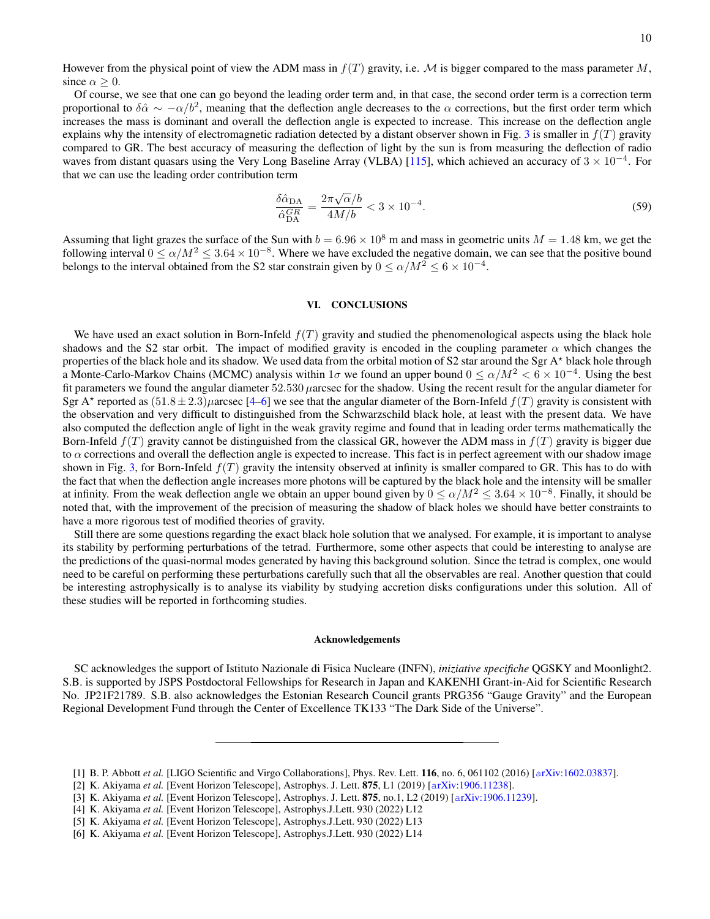However from the physical point of view the ADM mass in $f(T)$ gravity, i.e. $\mathcal{M}$ is bigger compared to the mass parameter $M$, since $\alpha \geq 0$.

Of course, we see that one can go beyond the leading order term and, in that case, the second order term is a correction term proportional to $\delta\hat{\alpha} \sim -\alpha/b^2$, meaning that the deflection angle decreases to the $\alpha$ corrections, but the first order term which increases the mass is dominant and overall the deflection angle is expected to increase. This increase on the deflection angle explains why the intensity of electromagnetic radiation detected by a distant observer shown in Fig. 3 is smaller in $f(T)$ gravity compared to GR. The best accuracy of measuring the deflection of light by the sun is from measuring the deflection of radio waves from distant quasars using the Very Long Baseline Array (VLBA) [115], which achieved an accuracy of $3 \times 10^{-4}$. For that we can use the leading order contribution term

$$\frac{\delta\hat{\alpha}_{\rm DA}}{\hat{\alpha}_{\rm DA}^{GR}} = \frac{2\pi\sqrt{\alpha}/b}{4M/b} < 3 \times 10^{-4}. \tag{59}$$

Assuming that light grazes the surface of the Sun with $b = 6.96 \times 10^8$ m and mass in geometric units $M = 1.48$ km, we get the following interval $0 \leq \alpha/M^2 \leq 3.64 \times 10^{-8}$. Where we have excluded the negative domain, we can see that the positive bound belongs to the interval obtained from the S2 star constrain given by $0 \leq \alpha/M^2 \leq 6 \times 10^{-4}$.

## VI. CONCLUSIONS

We have used an exact solution in Born-Infeld $f(T)$ gravity and studied the phenomenological aspects using the black hole shadows and the S2 star orbit. The impact of modified gravity is encoded in the coupling parameter $\alpha$ which changes the properties of the black hole and its shadow. We used data from the orbital motion of S2 star around the Sgr A$^\star$ black hole through a Monte-Carlo-Markov Chains (MCMC) analysis within $1\sigma$ we found an upper bound $0 \leq \alpha/M^2 < 6 \times 10^{-4}$. Using the best fit parameters we found the angular diameter $52.530\,\mu$arcsec for the shadow. Using the recent result for the angular diameter for Sgr A$^\star$ reported as $(51.8 \pm 2.3)\mu$arcsec [4–6] we see that the angular diameter of the Born-Infeld $f(T)$ gravity is consistent with the observation and very difficult to distinguished from the Schwarzschild black hole, at least with the present data. We have also computed the deflection angle of light in the weak gravity regime and found that in leading order terms mathematically the Born-Infeld $f(T)$ gravity cannot be distinguished from the classical GR, however the ADM mass in $f(T)$ gravity is bigger due to $\alpha$ corrections and overall the deflection angle is expected to increase. This fact is in perfect agreement with our shadow image shown in Fig. 3, for Born-Infeld $f(T)$ gravity the intensity observed at infinity is smaller compared to GR. This has to do with the fact that when the deflection angle increases more photons will be captured by the black hole and the intensity will be smaller at infinity. From the weak deflection angle we obtain an upper bound given by $0 \leq \alpha/M^2 \leq 3.64 \times 10^{-8}$. Finally, it should be noted that, with the improvement of the precision of measuring the shadow of black holes we should have better constraints to have a more rigorous test of modified theories of gravity.

Still there are some questions regarding the exact black hole solution that we analysed. For example, it is important to analyse its stability by performing perturbations of the tetrad. Furthermore, some other aspects that could be interesting to analyse are the predictions of the quasi-normal modes generated by having this background solution. Since the tetrad is complex, one would need to be careful on performing these perturbations carefully such that all the observables are real. Another question that could be interesting astrophysically is to analyse its viability by studying accretion disks configurations under this solution. All of these studies will be reported in forthcoming studies.

### Acknowledgements

SC acknowledges the support of Istituto Nazionale di Fisica Nucleare (INFN), *iniziative specifiche* QGSKY and Moonlight2. S.B. is supported by JSPS Postdoctoral Fellowships for Research in Japan and KAKENHI Grant-in-Aid for Scientific Research No. JP21F21789. S.B. also acknowledges the Estonian Research Council grants PRG356 "Gauge Gravity" and the European Regional Development Fund through the Center of Excellence TK133 "The Dark Side of the Universe".

---

[1] B. P. Abbott *et al.* [LIGO Scientific and Virgo Collaborations], Phys. Rev. Lett. **116**, no. 6, 061102 (2016) [arXiv:1602.03837].
[2] K. Akiyama *et al.* [Event Horizon Telescope], Astrophys. J. Lett. **875**, L1 (2019) [arXiv:1906.11238].
[3] K. Akiyama *et al.* [Event Horizon Telescope], Astrophys. J. Lett. **875**, no.1, L2 (2019) [arXiv:1906.11239].
[4] K. Akiyama *et al.* [Event Horizon Telescope], Astrophys.J.Lett. 930 (2022) L12
[5] K. Akiyama *et al.* [Event Horizon Telescope], Astrophys.J.Lett. 930 (2022) L13
[6] K. Akiyama *et al.* [Event Horizon Telescope], Astrophys.J.Lett. 930 (2022) L14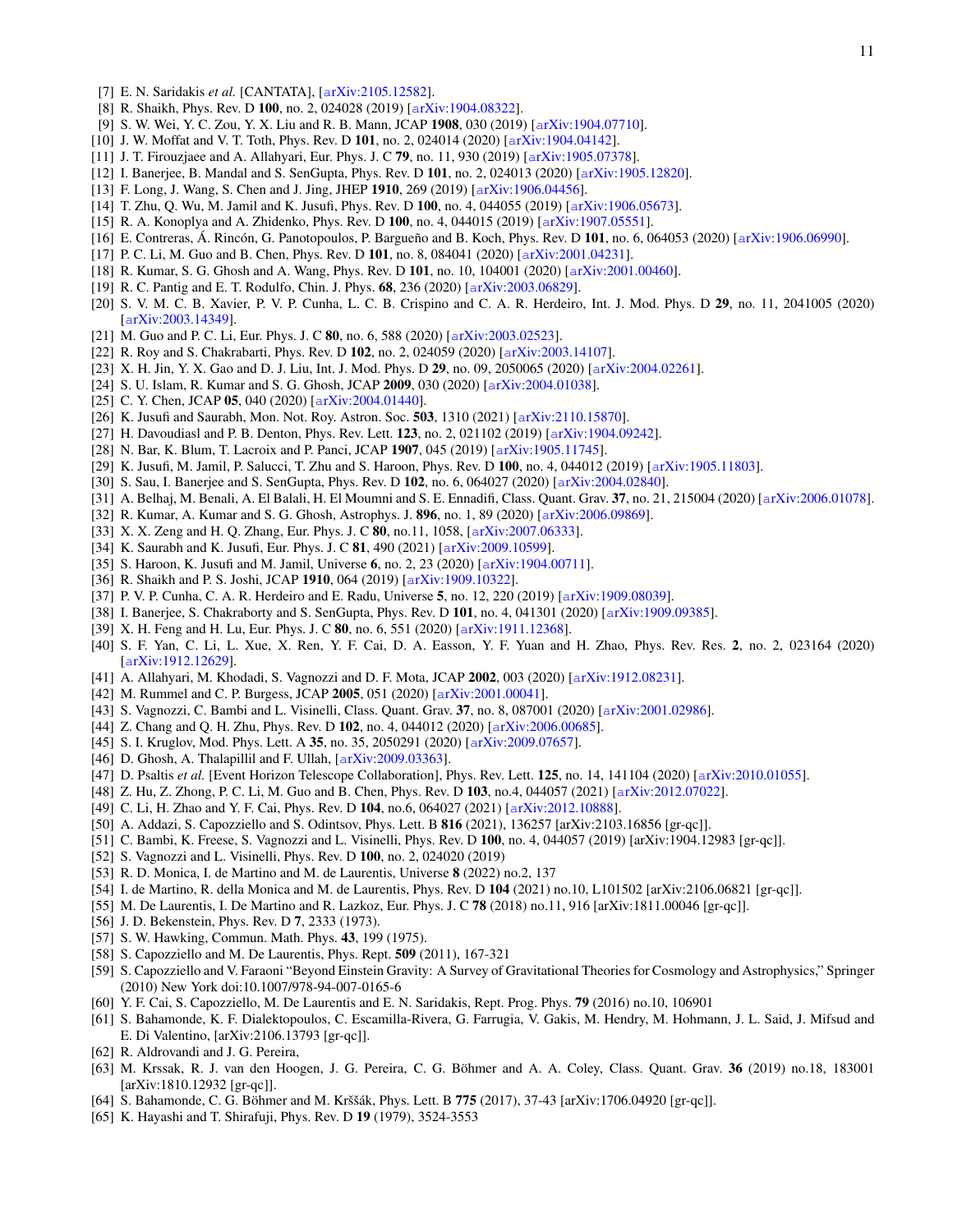[7] E. N. Saridakis *et al.* [CANTATA], [arXiv:2105.12582].

[8] R. Shaikh, Phys. Rev. D **100**, no. 2, 024028 (2019) [arXiv:1904.08322].

[9] S. W. Wei, Y. C. Zou, Y. X. Liu and R. B. Mann, JCAP **1908**, 030 (2019) [arXiv:1904.07710].

[10] J. W. Moffat and V. T. Toth, Phys. Rev. D **101**, no. 2, 024014 (2020) [arXiv:1904.04142].

[11] J. T. Firouzjaee and A. Allahyari, Eur. Phys. J. C **79**, no. 11, 930 (2019) [arXiv:1905.07378].

[12] I. Banerjee, B. Mandal and S. SenGupta, Phys. Rev. D **101**, no. 2, 024013 (2020) [arXiv:1905.12820].

[13] F. Long, J. Wang, S. Chen and J. Jing, JHEP **1910**, 269 (2019) [arXiv:1906.04456].

[14] T. Zhu, Q. Wu, M. Jamil and K. Jusufi, Phys. Rev. D **100**, no. 4, 044055 (2019) [arXiv:1906.05673].

[15] R. A. Konoplya and A. Zhidenko, Phys. Rev. D **100**, no. 4, 044015 (2019) [arXiv:1907.05551].

[16] E. Contreras, Á. Rincón, G. Panotopoulos, P. Bargueño and B. Koch, Phys. Rev. D **101**, no. 6, 064053 (2020) [arXiv:1906.06990].

[17] P. C. Li, M. Guo and B. Chen, Phys. Rev. D **101**, no. 8, 084041 (2020) [arXiv:2001.04231].

[18] R. Kumar, S. G. Ghosh and A. Wang, Phys. Rev. D **101**, no. 10, 104001 (2020) [arXiv:2001.00460].

[19] R. C. Pantig and E. T. Rodulfo, Chin. J. Phys. **68**, 236 (2020) [arXiv:2003.06829].

[20] S. V. M. C. B. Xavier, P. V. P. Cunha, L. C. B. Crispino and C. A. R. Herdeiro, Int. J. Mod. Phys. D **29**, no. 11, 2041005 (2020) [arXiv:2003.14349].

[21] M. Guo and P. C. Li, Eur. Phys. J. C **80**, no. 6, 588 (2020) [arXiv:2003.02523].

[22] R. Roy and S. Chakrabarti, Phys. Rev. D **102**, no. 2, 024059 (2020) [arXiv:2003.14107].

[23] X. H. Jin, Y. X. Gao and D. J. Liu, Int. J. Mod. Phys. D **29**, no. 09, 2050065 (2020) [arXiv:2004.02261].

[24] S. U. Islam, R. Kumar and S. G. Ghosh, JCAP **2009**, 030 (2020) [arXiv:2004.01038].

[25] C. Y. Chen, JCAP **05**, 040 (2020) [arXiv:2004.01440].

[26] K. Jusufi and Saurabh, Mon. Not. Roy. Astron. Soc. **503**, 1310 (2021) [arXiv:2110.15870].

[27] H. Davoudiasl and P. B. Denton, Phys. Rev. Lett. **123**, no. 2, 021102 (2019) [arXiv:1904.09242].

[28] N. Bar, K. Blum, T. Lacroix and P. Panci, JCAP **1907**, 045 (2019) [arXiv:1905.11745].

[29] K. Jusufi, M. Jamil, P. Salucci, T. Zhu and S. Haroon, Phys. Rev. D **100**, no. 4, 044012 (2019) [arXiv:1905.11803].

[30] S. Sau, I. Banerjee and S. SenGupta, Phys. Rev. D **102**, no. 6, 064027 (2020) [arXiv:2004.02840].

[31] A. Belhaj, M. Benali, A. El Balali, H. El Moumni and S. E. Ennadifi, Class. Quant. Grav. **37**, no. 21, 215004 (2020) [arXiv:2006.01078].

[32] R. Kumar, A. Kumar and S. G. Ghosh, Astrophys. J. **896**, no. 1, 89 (2020) [arXiv:2006.09869].

[33] X. X. Zeng and H. Q. Zhang, Eur. Phys. J. C **80**, no.11, 1058, [arXiv:2007.06333].

[34] K. Saurabh and K. Jusufi, Eur. Phys. J. C **81**, 490 (2021) [arXiv:2009.10599].

[35] S. Haroon, K. Jusufi and M. Jamil, Universe **6**, no. 2, 23 (2020) [arXiv:1904.00711].

[36] R. Shaikh and P. S. Joshi, JCAP **1910**, 064 (2019) [arXiv:1909.10322].

[37] P. V. P. Cunha, C. A. R. Herdeiro and E. Radu, Universe **5**, no. 12, 220 (2019) [arXiv:1909.08039].

[38] I. Banerjee, S. Chakraborty and S. SenGupta, Phys. Rev. D **101**, no. 4, 041301 (2020) [arXiv:1909.09385].

[39] X. H. Feng and H. Lu, Eur. Phys. J. C **80**, no. 6, 551 (2020) [arXiv:1911.12368].

[40] S. F. Yan, C. Li, L. Xue, X. Ren, Y. F. Cai, D. A. Easson, Y. F. Yuan and H. Zhao, Phys. Rev. Res. **2**, no. 2, 023164 (2020) [arXiv:1912.12629].

[41] A. Allahyari, M. Khodadi, S. Vagnozzi and D. F. Mota, JCAP **2002**, 003 (2020) [arXiv:1912.08231].

[42] M. Rummel and C. P. Burgess, JCAP **2005**, 051 (2020) [arXiv:2001.00041].

[43] S. Vagnozzi, C. Bambi and L. Visinelli, Class. Quant. Grav. **37**, no. 8, 087001 (2020) [arXiv:2001.02986].

[44] Z. Chang and Q. H. Zhu, Phys. Rev. D **102**, no. 4, 044012 (2020) [arXiv:2006.00685].

[45] S. I. Kruglov, Mod. Phys. Lett. A **35**, no. 35, 2050291 (2020) [arXiv:2009.07657].

[46] D. Ghosh, A. Thalapillil and F. Ullah, [arXiv:2009.03363].

[47] D. Psaltis *et al.* [Event Horizon Telescope Collaboration], Phys. Rev. Lett. **125**, no. 14, 141104 (2020) [arXiv:2010.01055].

[48] Z. Hu, Z. Zhong, P. C. Li, M. Guo and B. Chen, Phys. Rev. D **103**, no.4, 044057 (2021) [arXiv:2012.07022].

[49] C. Li, H. Zhao and Y. F. Cai, Phys. Rev. D **104**, no.6, 064027 (2021) [arXiv:2012.10888].

[50] A. Addazi, S. Capozziello and S. Odintsov, Phys. Lett. B **816** (2021), 136257 [arXiv:2103.16856 [gr-qc]].

[51] C. Bambi, K. Freese, S. Vagnozzi and L. Visinelli, Phys. Rev. D **100**, no. 4, 044057 (2019) [arXiv:1904.12983 [gr-qc]].

[52] S. Vagnozzi and L. Visinelli, Phys. Rev. D **100**, no. 2, 024020 (2019)

[53] R. D. Monica, I. de Martino and M. de Laurentis, Universe **8** (2022) no.2, 137

[54] I. de Martino, R. della Monica and M. de Laurentis, Phys. Rev. D **104** (2021) no.10, L101502 [arXiv:2106.06821 [gr-qc]].

[55] M. De Laurentis, I. De Martino and R. Lazkoz, Eur. Phys. J. C **78** (2018) no.11, 916 [arXiv:1811.00046 [gr-qc]].

[56] J. D. Bekenstein, Phys. Rev. D **7**, 2333 (1973).

[57] S. W. Hawking, Commun. Math. Phys. **43**, 199 (1975).

[58] S. Capozziello and M. De Laurentis, Phys. Rept. **509** (2011), 167-321

[59] S. Capozziello and V. Faraoni "Beyond Einstein Gravity: A Survey of Gravitational Theories for Cosmology and Astrophysics," Springer (2010) New York doi:10.1007/978-94-007-0165-6

[60] Y. F. Cai, S. Capozziello, M. De Laurentis and E. N. Saridakis, Rept. Prog. Phys. **79** (2016) no.10, 106901

[61] S. Bahamonde, K. F. Dialektopoulos, C. Escamilla-Rivera, G. Farrugia, V. Gakis, M. Hendry, M. Hohmann, J. L. Said, J. Mifsud and E. Di Valentino, [arXiv:2106.13793 [gr-qc]].

[62] R. Aldrovandi and J. G. Pereira,

[63] M. Krssak, R. J. van den Hoogen, J. G. Pereira, C. G. Böhmer and A. A. Coley, Class. Quant. Grav. **36** (2019) no.18, 183001 [arXiv:1810.12932 [gr-qc]].

[64] S. Bahamonde, C. G. Böhmer and M. Kršššák, Phys. Lett. B **775** (2017), 37-43 [arXiv:1706.04920 [gr-qc]].

[65] K. Hayashi and T. Shirafuji, Phys. Rev. D **19** (1979), 3524-3553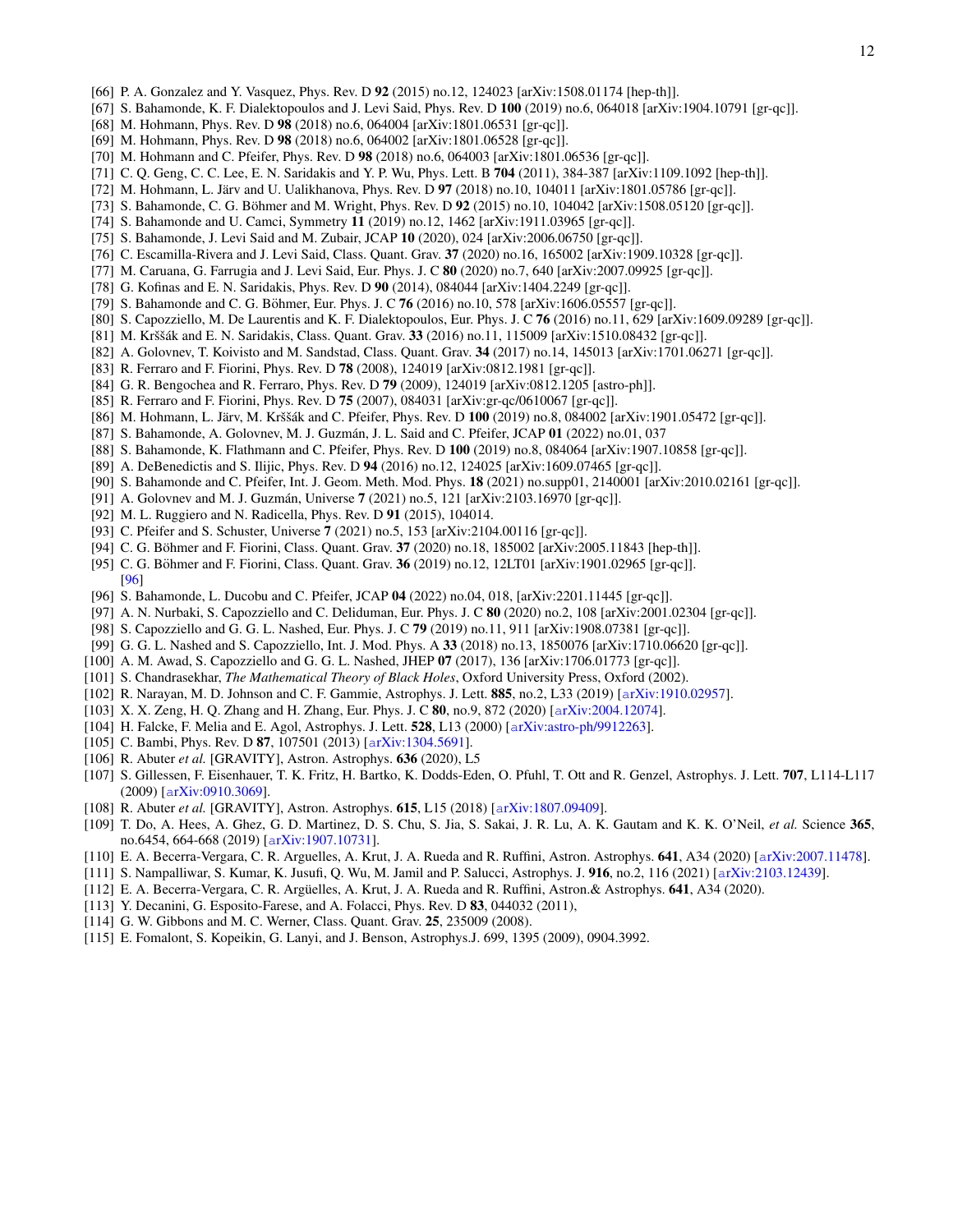[66] P. A. Gonzalez and Y. Vasquez, Phys. Rev. D **92** (2015) no.12, 124023 [arXiv:1508.01174 [hep-th]].
[67] S. Bahamonde, K. F. Dialektopoulos and J. Levi Said, Phys. Rev. D **100** (2019) no.6, 064018 [arXiv:1904.10791 [gr-qc]].
[68] M. Hohmann, Phys. Rev. D **98** (2018) no.6, 064004 [arXiv:1801.06531 [gr-qc]].
[69] M. Hohmann, Phys. Rev. D **98** (2018) no.6, 064002 [arXiv:1801.06528 [gr-qc]].
[70] M. Hohmann and C. Pfeifer, Phys. Rev. D **98** (2018) no.6, 064003 [arXiv:1801.06536 [gr-qc]].
[71] C. Q. Geng, C. C. Lee, E. N. Saridakis and Y. P. Wu, Phys. Lett. B **704** (2011), 384-387 [arXiv:1109.1092 [hep-th]].
[72] M. Hohmann, L. Järv and U. Ualikhanova, Phys. Rev. D **97** (2018) no.10, 104011 [arXiv:1801.05786 [gr-qc]].
[73] S. Bahamonde, C. G. Böhmer and M. Wright, Phys. Rev. D **92** (2015) no.10, 104042 [arXiv:1508.05120 [gr-qc]].
[74] S. Bahamonde and U. Camci, Symmetry **11** (2019) no.12, 1462 [arXiv:1911.03965 [gr-qc]].
[75] S. Bahamonde, J. Levi Said and M. Zubair, JCAP **10** (2020), 024 [arXiv:2006.06750 [gr-qc]].
[76] C. Escamilla-Rivera and J. Levi Said, Class. Quant. Grav. **37** (2020) no.16, 165002 [arXiv:1909.10328 [gr-qc]].
[77] M. Caruana, G. Farrugia and J. Levi Said, Eur. Phys. J. C **80** (2020) no.7, 640 [arXiv:2007.09925 [gr-qc]].
[78] G. Kofinas and E. N. Saridakis, Phys. Rev. D **90** (2014), 084044 [arXiv:1404.2249 [gr-qc]].
[79] S. Bahamonde and C. G. Böhmer, Eur. Phys. J. C **76** (2016) no.10, 578 [arXiv:1606.05557 [gr-qc]].
[80] S. Capozziello, M. De Laurentis and K. F. Dialektopoulos, Eur. Phys. J. C **76** (2016) no.11, 629 [arXiv:1609.09289 [gr-qc]].
[81] M. Krššák and E. N. Saridakis, Class. Quant. Grav. **33** (2016) no.11, 115009 [arXiv:1510.08432 [gr-qc]].
[82] A. Golovnev, T. Koivisto and M. Sandstad, Class. Quant. Grav. **34** (2017) no.14, 145013 [arXiv:1701.06271 [gr-qc]].
[83] R. Ferraro and F. Fiorini, Phys. Rev. D **78** (2008), 124019 [arXiv:0812.1981 [gr-qc]].
[84] G. R. Bengochea and R. Ferraro, Phys. Rev. D **79** (2009), 124019 [arXiv:0812.1205 [astro-ph]].
[85] R. Ferraro and F. Fiorini, Phys. Rev. D **75** (2007), 084031 [arXiv:gr-qc/0610067 [gr-qc]].
[86] M. Hohmann, L. Järv, M. Krššák and C. Pfeifer, Phys. Rev. D **100** (2019) no.8, 084002 [arXiv:1901.05472 [gr-qc]].
[87] S. Bahamonde, A. Golovnev, M. J. Guzmán, J. L. Said and C. Pfeifer, JCAP **01** (2022) no.01, 037
[88] S. Bahamonde, K. Flathmann and C. Pfeifer, Phys. Rev. D **100** (2019) no.8, 084064 [arXiv:1907.10858 [gr-qc]].
[89] A. DeBenedictis and S. Ilijic, Phys. Rev. D **94** (2016) no.12, 124025 [arXiv:1609.07465 [gr-qc]].
[90] S. Bahamonde and C. Pfeifer, Int. J. Geom. Meth. Mod. Phys. **18** (2021) no.supp01, 2140001 [arXiv:2010.02161 [gr-qc]].
[91] A. Golovnev and M. J. Guzmán, Universe **7** (2021) no.5, 121 [arXiv:2103.16970 [gr-qc]].
[92] M. L. Ruggiero and N. Radicella, Phys. Rev. D **91** (2015), 104014.
[93] C. Pfeifer and S. Schuster, Universe **7** (2021) no.5, 153 [arXiv:2104.00116 [gr-qc]].
[94] C. G. Böhmer and F. Fiorini, Class. Quant. Grav. **37** (2020) no.18, 185002 [arXiv:2005.11843 [hep-th]].
[95] C. G. Böhmer and F. Fiorini, Class. Quant. Grav. **36** (2019) no.12, 12LT01 [arXiv:1901.02965 [gr-qc]]. [96]
[96] S. Bahamonde, L. Ducobu and C. Pfeifer, JCAP **04** (2022) no.04, 018, [arXiv:2201.11445 [gr-qc]].
[97] A. N. Nurbaki, S. Capozziello and C. Deliduman, Eur. Phys. J. C **80** (2020) no.2, 108 [arXiv:2001.02304 [gr-qc]].
[98] S. Capozziello and G. G. L. Nashed, Eur. Phys. J. C **79** (2019) no.11, 911 [arXiv:1908.07381 [gr-qc]].
[99] G. G. L. Nashed and S. Capozziello, Int. J. Mod. Phys. A **33** (2018) no.13, 1850076 [arXiv:1710.06620 [gr-qc]].
[100] A. M. Awad, S. Capozziello and G. G. L. Nashed, JHEP **07** (2017), 136 [arXiv:1706.01773 [gr-qc]].
[101] S. Chandrasekhar, *The Mathematical Theory of Black Holes*, Oxford University Press, Oxford (2002).
[102] R. Narayan, M. D. Johnson and C. F. Gammie, Astrophys. J. Lett. **885**, no.2, L33 (2019) [arXiv:1910.02957].
[103] X. X. Zeng, H. Q. Zhang and H. Zhang, Eur. Phys. J. C **80**, no.9, 872 (2020) [arXiv:2004.12074].
[104] H. Falcke, F. Melia and E. Agol, Astrophys. J. Lett. **528**, L13 (2000) [arXiv:astro-ph/9912263].
[105] C. Bambi, Phys. Rev. D **87**, 107501 (2013) [arXiv:1304.5691].
[106] R. Abuter *et al.* [GRAVITY], Astron. Astrophys. **636** (2020), L5
[107] S. Gillessen, F. Eisenhauer, T. K. Fritz, H. Bartko, K. Dodds-Eden, O. Pfuhl, T. Ott and R. Genzel, Astrophys. J. Lett. **707**, L114-L117 (2009) [arXiv:0910.3069].
[108] R. Abuter *et al.* [GRAVITY], Astron. Astrophys. **615**, L15 (2018) [arXiv:1807.09409].
[109] T. Do, A. Hees, A. Ghez, G. D. Martinez, D. S. Chu, S. Jia, S. Sakai, J. R. Lu, A. K. Gautam and K. K. O'Neil, *et al.* Science **365**, no.6454, 664-668 (2019) [arXiv:1907.10731].
[110] E. A. Becerra-Vergara, C. R. Arguelles, A. Krut, J. A. Rueda and R. Ruffini, Astron. Astrophys. **641**, A34 (2020) [arXiv:2007.11478].
[111] S. Nampalliwar, S. Kumar, K. Jusufi, Q. Wu, M. Jamil and P. Salucci, Astrophys. J. **916**, no.2, 116 (2021) [arXiv:2103.12439].
[112] E. A. Becerra-Vergara, C. R. Argüelles, A. Krut, J. A. Rueda and R. Ruffini, Astron.& Astrophys. **641**, A34 (2020).
[113] Y. Decanini, G. Esposito-Farese, and A. Folacci, Phys. Rev. D **83**, 044032 (2011),
[114] G. W. Gibbons and M. C. Werner, Class. Quant. Grav. **25**, 235009 (2008).
[115] E. Fomalont, S. Kopeikin, G. Lanyi, and J. Benson, Astrophys.J. 699, 1395 (2009), 0904.3992.